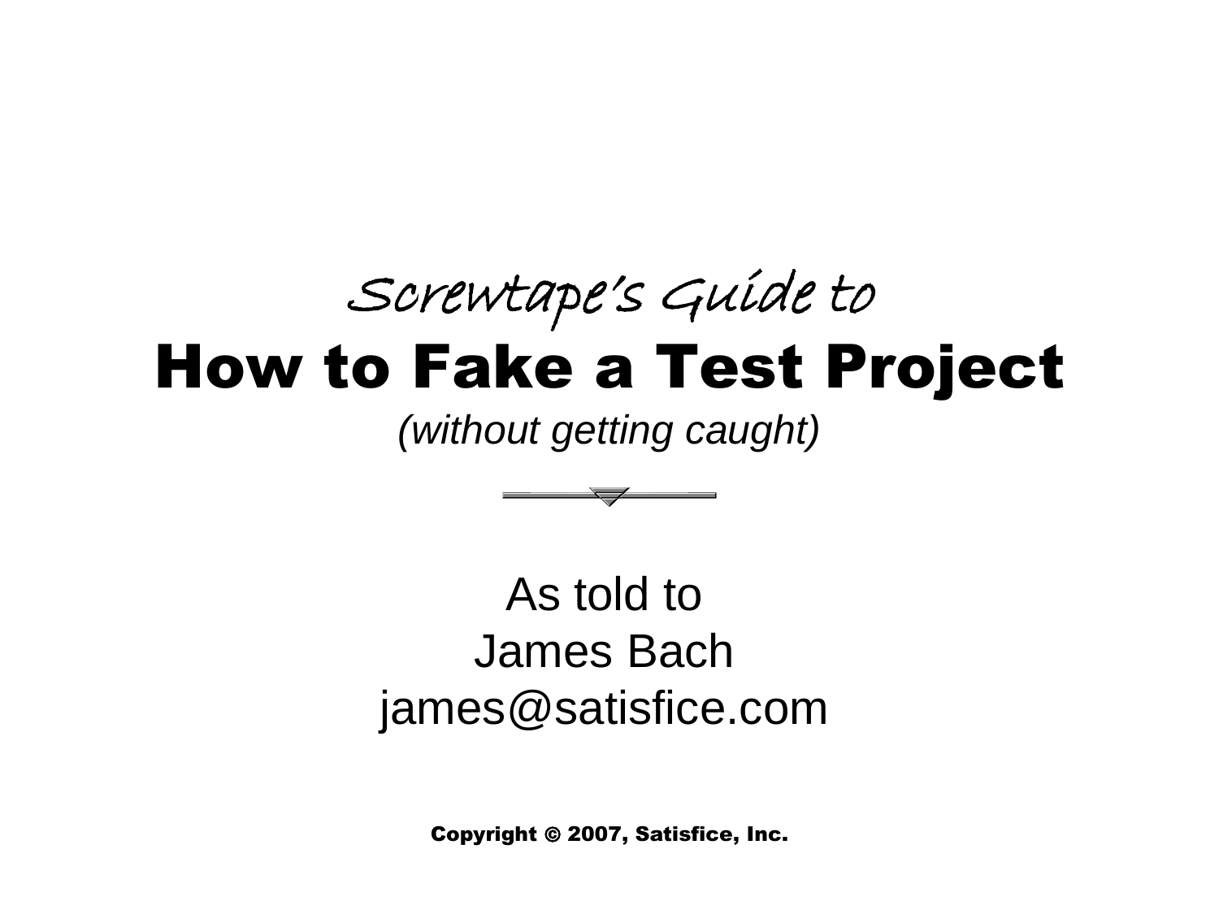*Screwtape's Guide to*

# How to Fake a Test Project

*(without getting caught)*

As told to
James Bach
james@satisfice.com

**Copyright © 2007, Satisfice, Inc.**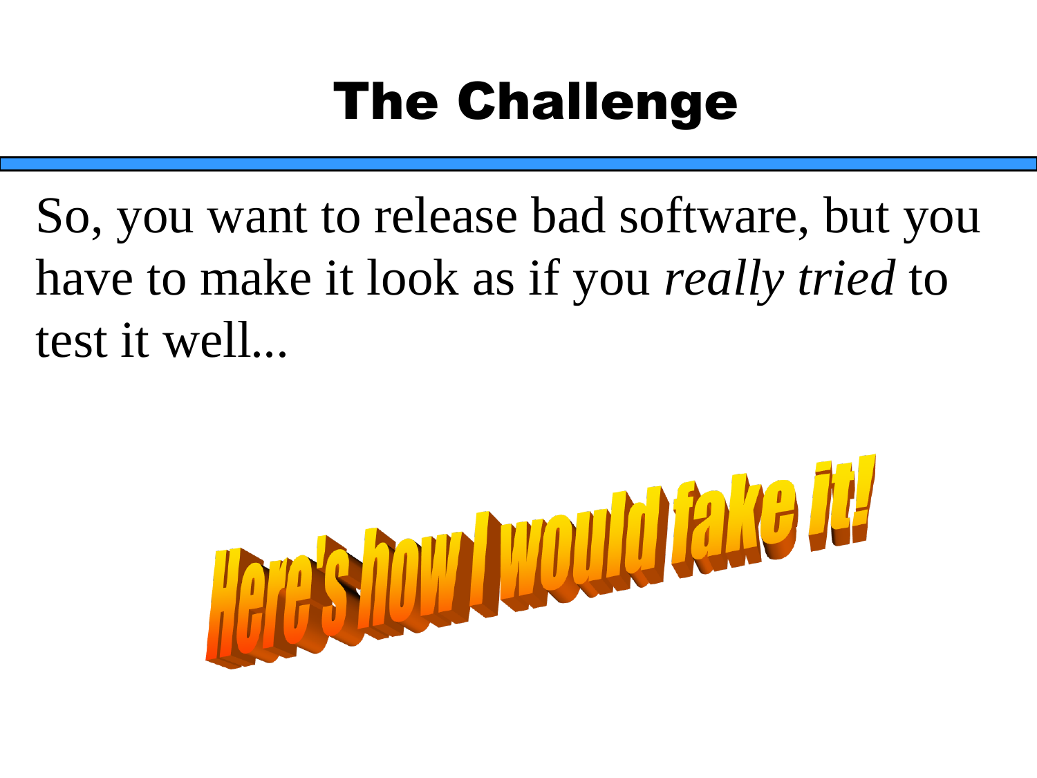# The Challenge

So, you want to release bad software, but you have to make it look as if you *really tried* to test it well...

Here's how I would fake it!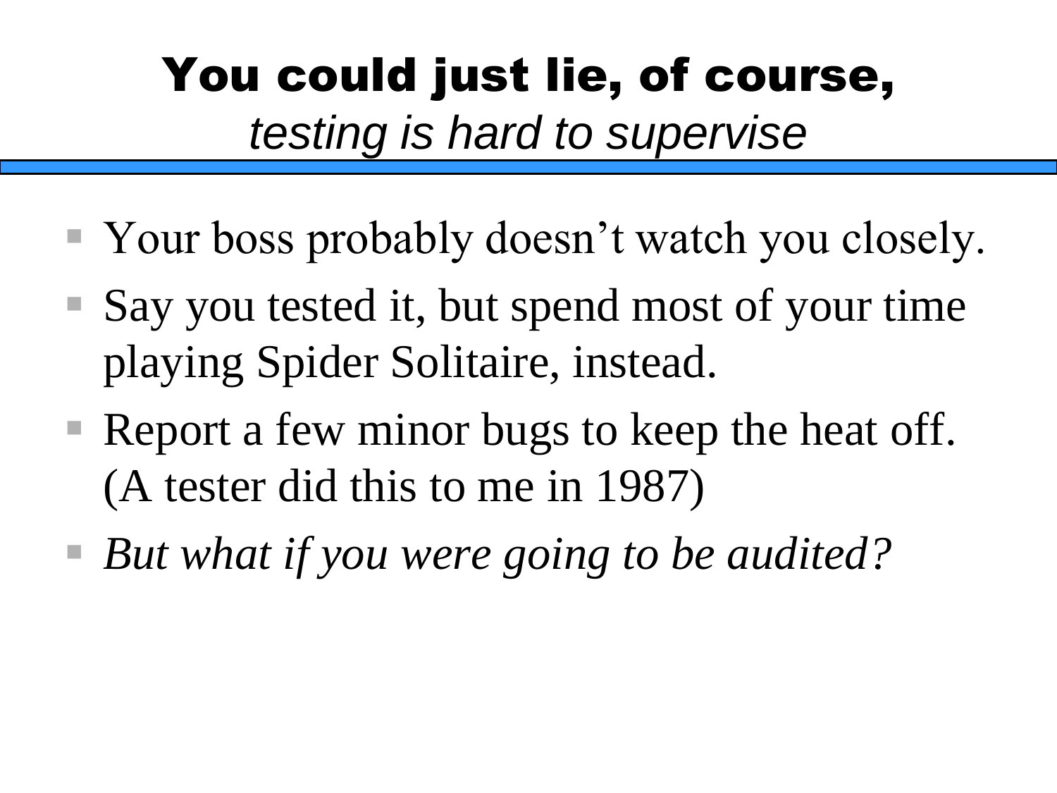# You could just lie, of course,
*testing is hard to supervise*

- Your boss probably doesn’t watch you closely.
- Say you tested it, but spend most of your time playing Spider Solitaire, instead.
- Report a few minor bugs to keep the heat off. (A tester did this to me in 1987)
- *But what if you were going to be audited?*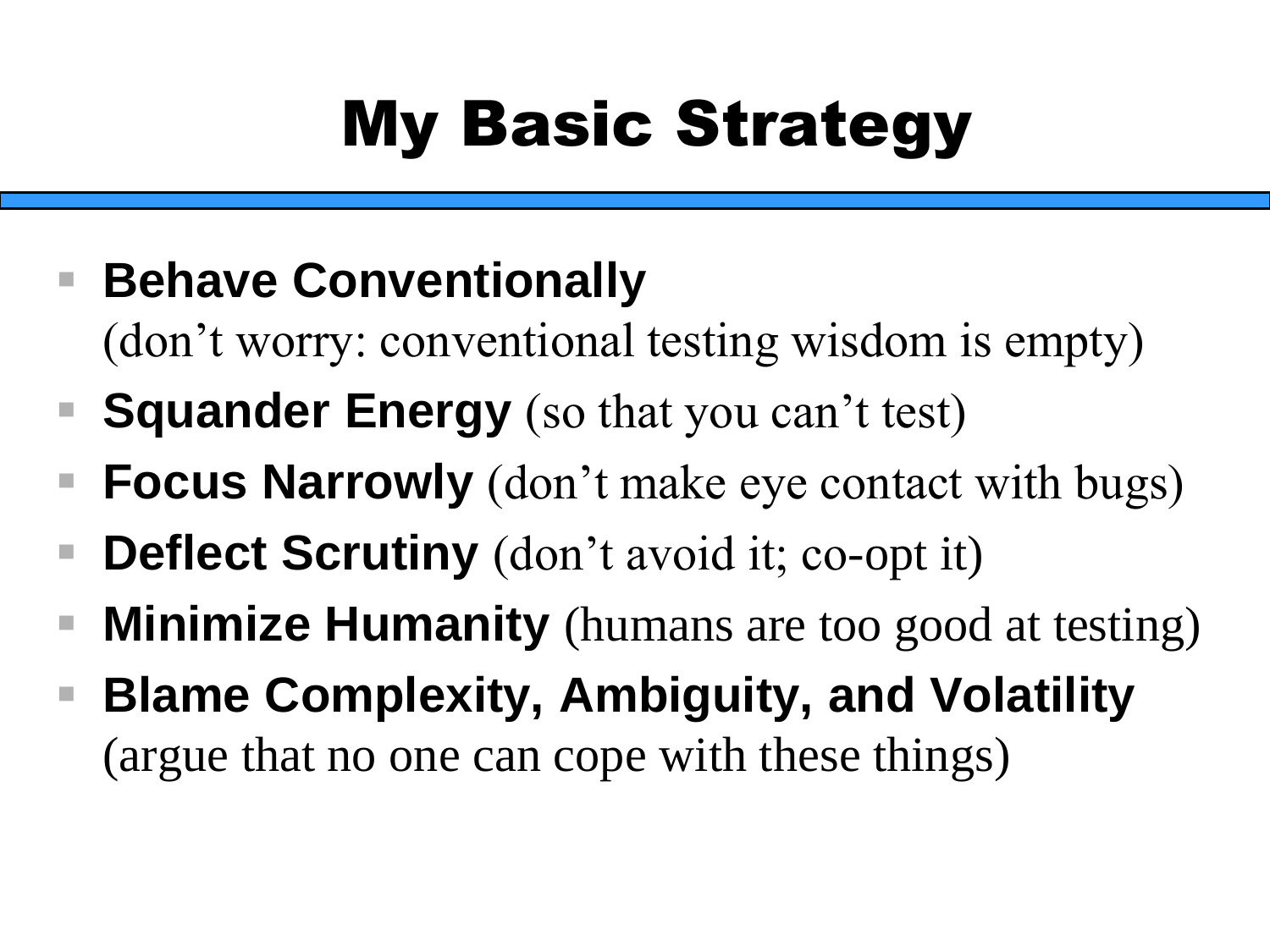# My Basic Strategy

- **Behave Conventionally**
  (don't worry: conventional testing wisdom is empty)
- **Squander Energy** (so that you can't test)
- **Focus Narrowly** (don't make eye contact with bugs)
- **Deflect Scrutiny** (don't avoid it; co-opt it)
- **Minimize Humanity** (humans are too good at testing)
- **Blame Complexity, Ambiguity, and Volatility**
  (argue that no one can cope with these things)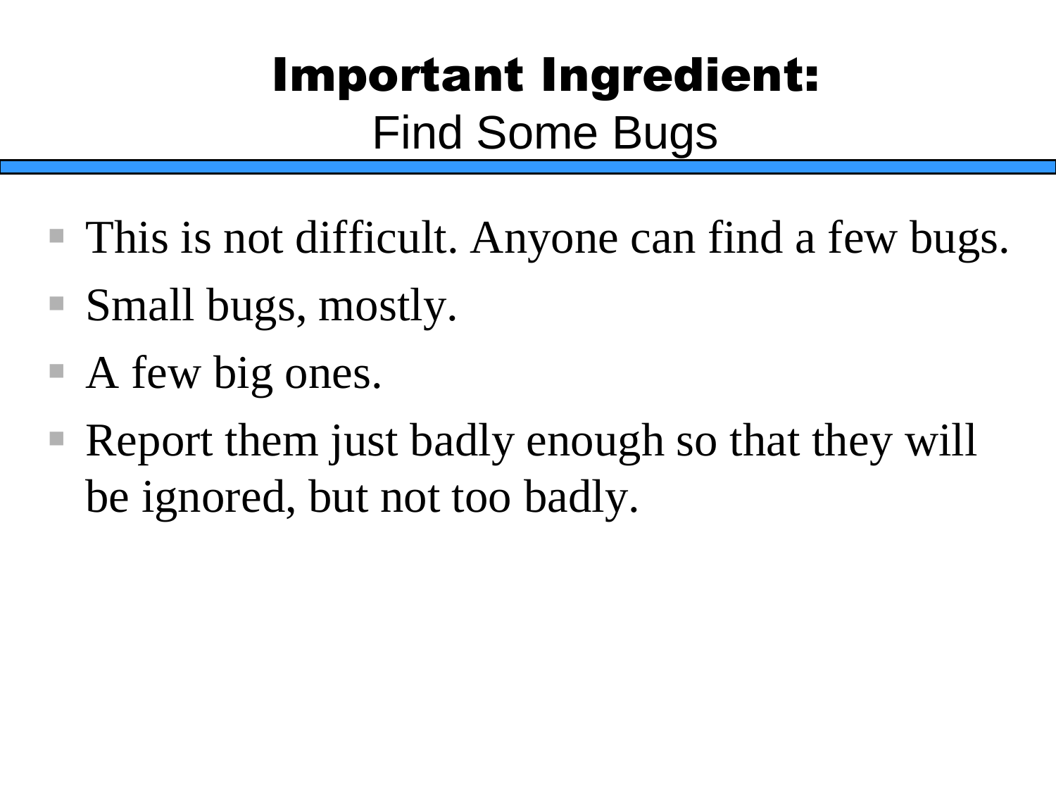# Important Ingredient:
## Find Some Bugs

- This is not difficult. Anyone can find a few bugs.
- Small bugs, mostly.
- A few big ones.
- Report them just badly enough so that they will be ignored, but not too badly.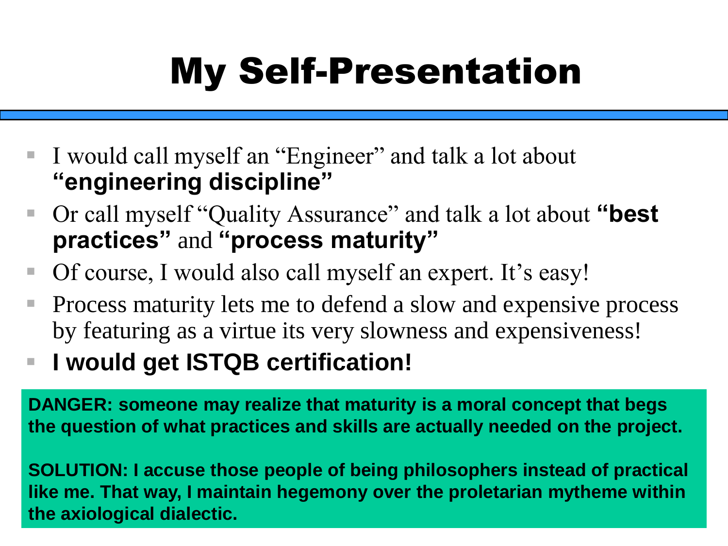# My Self-Presentation

- I would call myself an "Engineer" and talk a lot about **"engineering discipline"**
- Or call myself "Quality Assurance" and talk a lot about **"best practices"** and **"process maturity"**
- Of course, I would also call myself an expert. It's easy!
- Process maturity lets me to defend a slow and expensive process by featuring as a virtue its very slowness and expensiveness!
- **I would get ISTQB certification!**

**DANGER: someone may realize that maturity is a moral concept that begs the question of what practices and skills are actually needed on the project.**

**SOLUTION: I accuse those people of being philosophers instead of practical like me. That way, I maintain hegemony over the proletarian mytheme within the axiological dialectic.**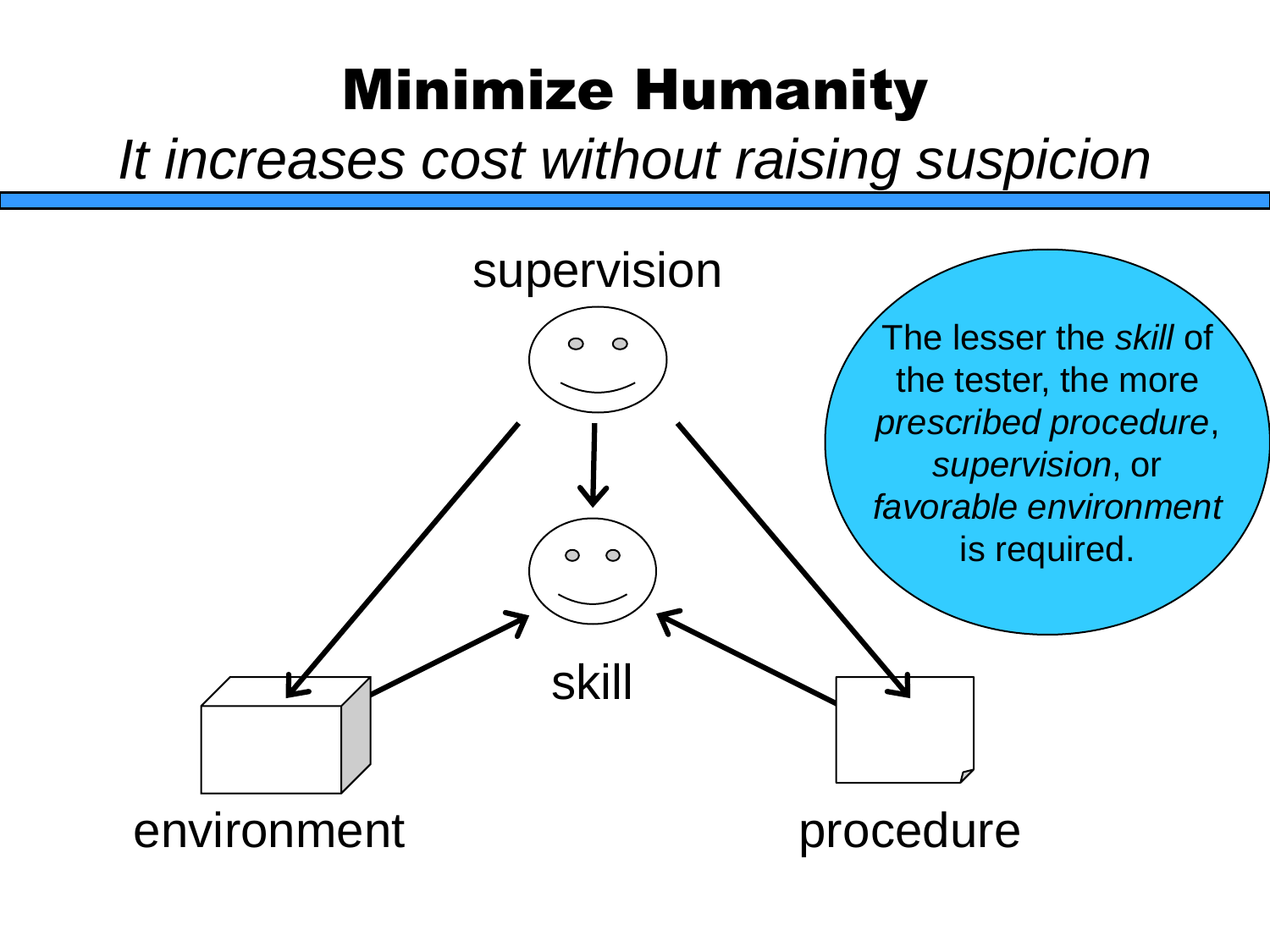# Minimize Humanity

*It increases cost without raising suspicion*

supervision

skill

environment

procedure

The lesser the *skill* of the tester, the more *prescribed procedure*, *supervision*, or *favorable environment* is required.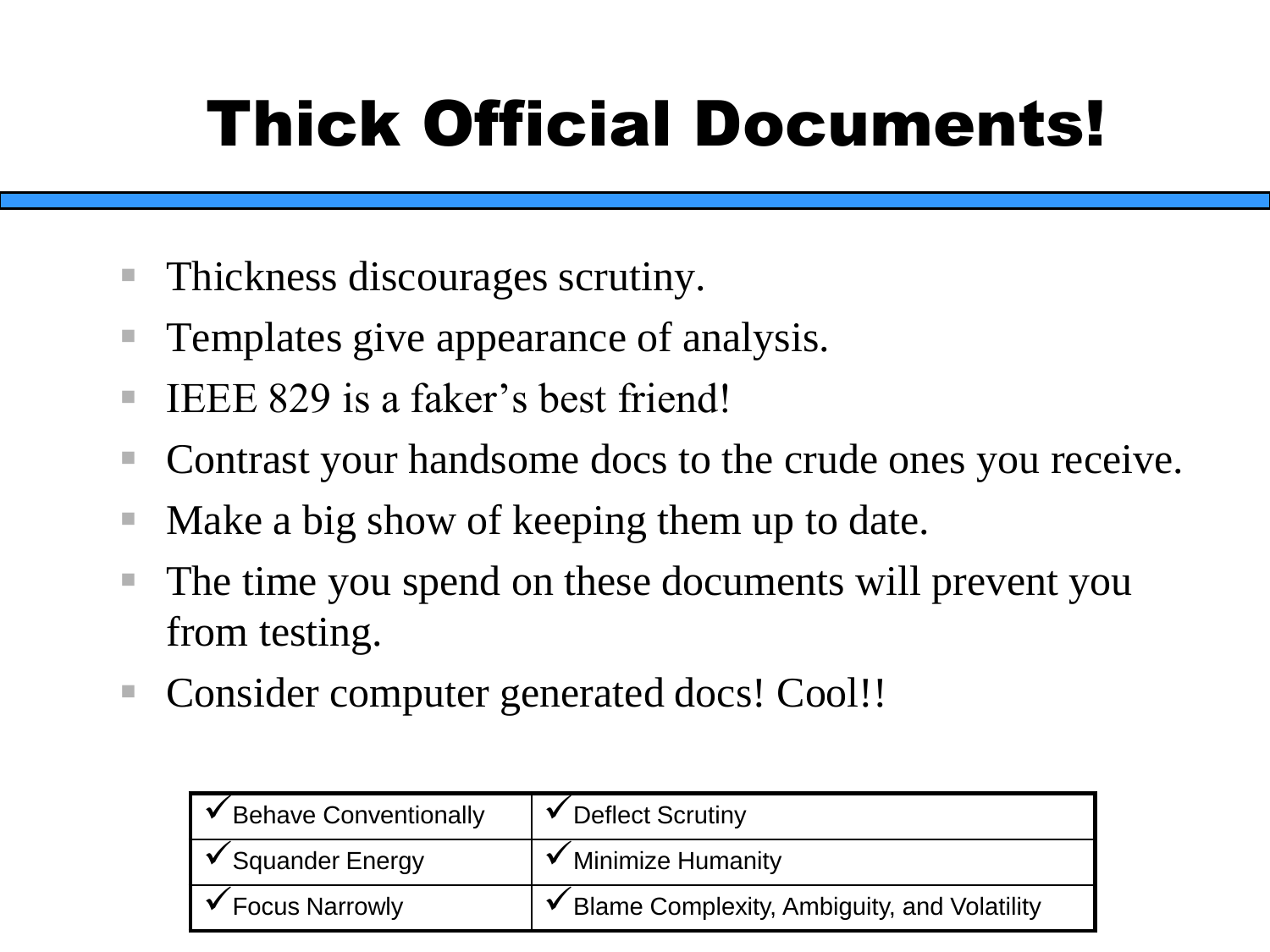# Thick Official Documents!

- Thickness discourages scrutiny.
- Templates give appearance of analysis.
- IEEE 829 is a faker’s best friend!
- Contrast your handsome docs to the crude ones you receive.
- Make a big show of keeping them up to date.
- The time you spend on these documents will prevent you from testing.
- Consider computer generated docs! Cool!!

| ✓Behave Conventionally | ✓Deflect Scrutiny |
|---|---|
| ✓Squander Energy | ✓Minimize Humanity |
| ✓Focus Narrowly | ✓Blame Complexity, Ambiguity, and Volatility |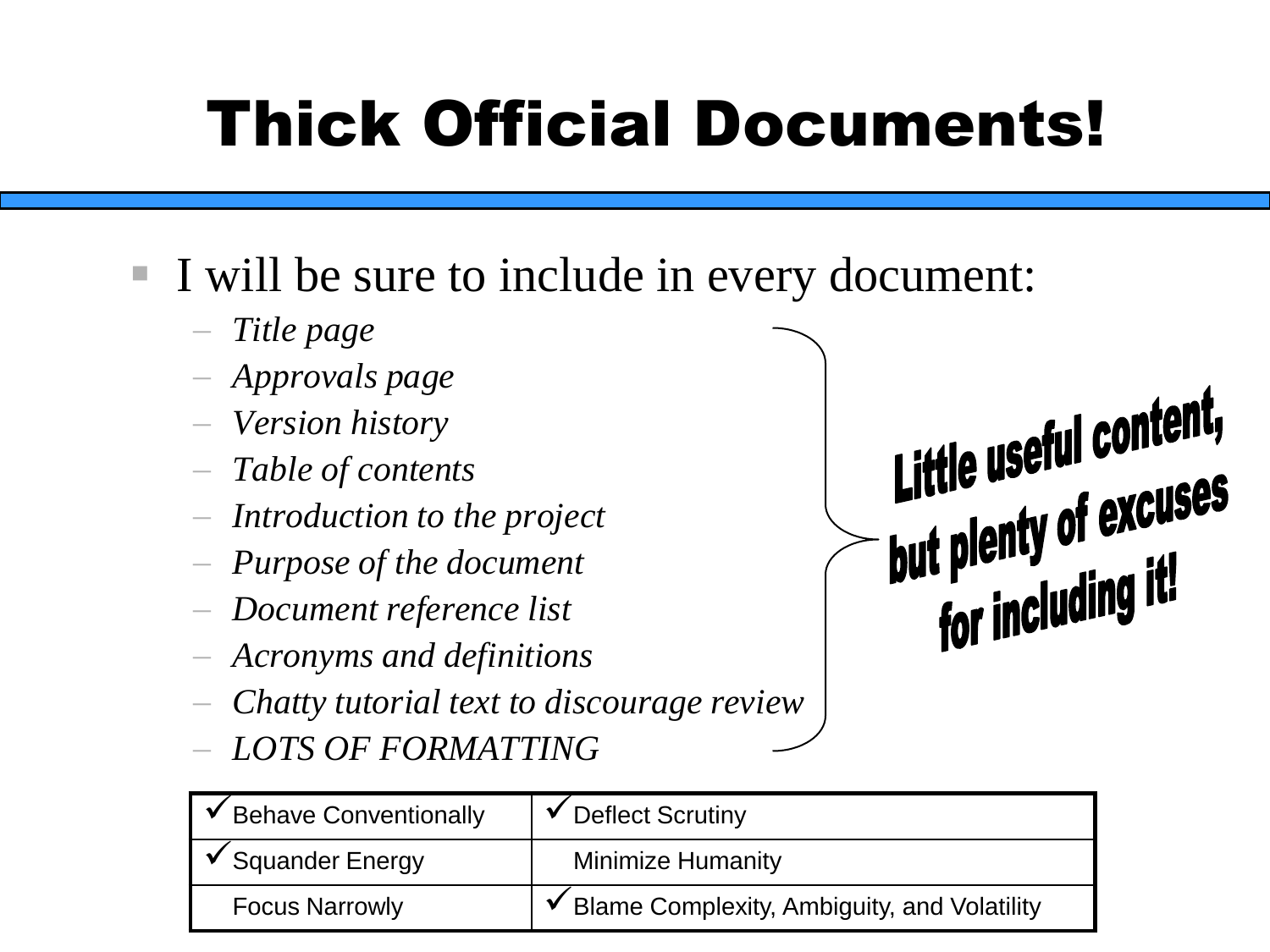# Thick Official Documents!

- I will be sure to include in every document:
  - *Title page*
  - *Approvals page*
  - *Version history*
  - *Table of contents*
  - *Introduction to the project*
  - *Purpose of the document*
  - *Document reference list*
  - *Acronyms and definitions*
  - *Chatty tutorial text to discourage review*
  - *LOTS OF FORMATTING*

**Little useful content, but plenty of excuses for including it!**

| | |
|---|---|
| ✓ Behave Conventionally | ✓ Deflect Scrutiny |
| ✓ Squander Energy | Minimize Humanity |
| Focus Narrowly | ✓ Blame Complexity, Ambiguity, and Volatility |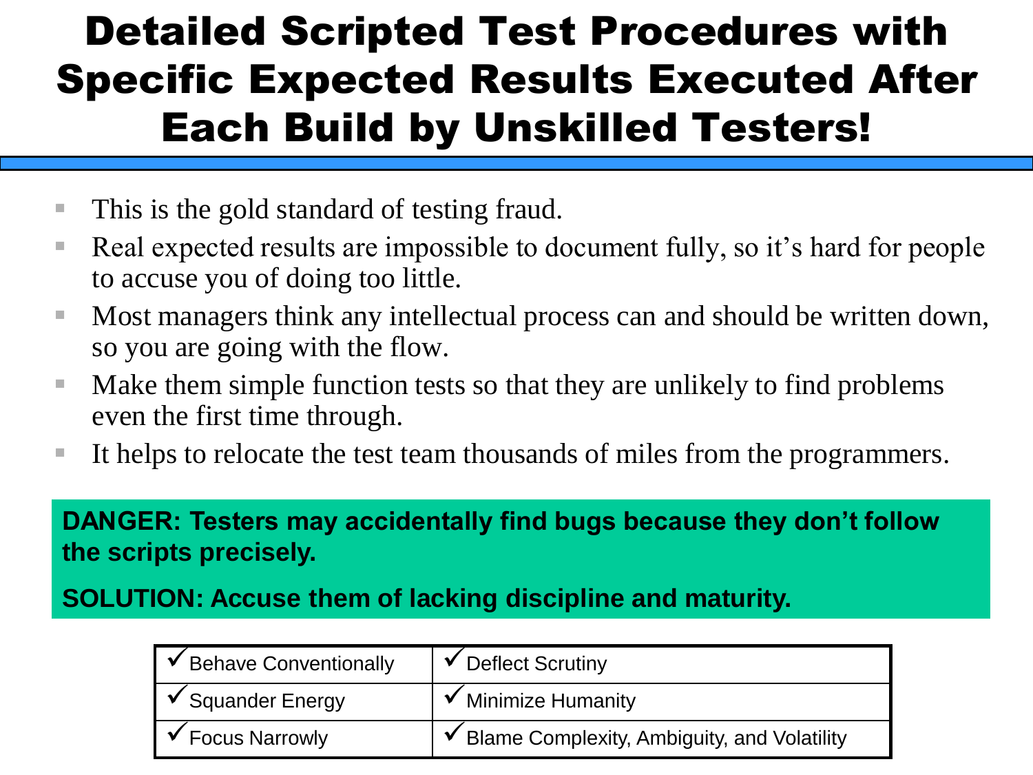# Detailed Scripted Test Procedures with Specific Expected Results Executed After Each Build by Unskilled Testers!

- This is the gold standard of testing fraud.
- Real expected results are impossible to document fully, so it's hard for people to accuse you of doing too little.
- Most managers think any intellectual process can and should be written down, so you are going with the flow.
- Make them simple function tests so that they are unlikely to find problems even the first time through.
- It helps to relocate the test team thousands of miles from the programmers.

**DANGER: Testers may accidentally find bugs because they don't follow the scripts precisely.**

**SOLUTION: Accuse them of lacking discipline and maturity.**

| | |
|---|---|
| ✓Behave Conventionally | ✓Deflect Scrutiny |
| ✓Squander Energy | ✓Minimize Humanity |
| ✓Focus Narrowly | ✓Blame Complexity, Ambiguity, and Volatility |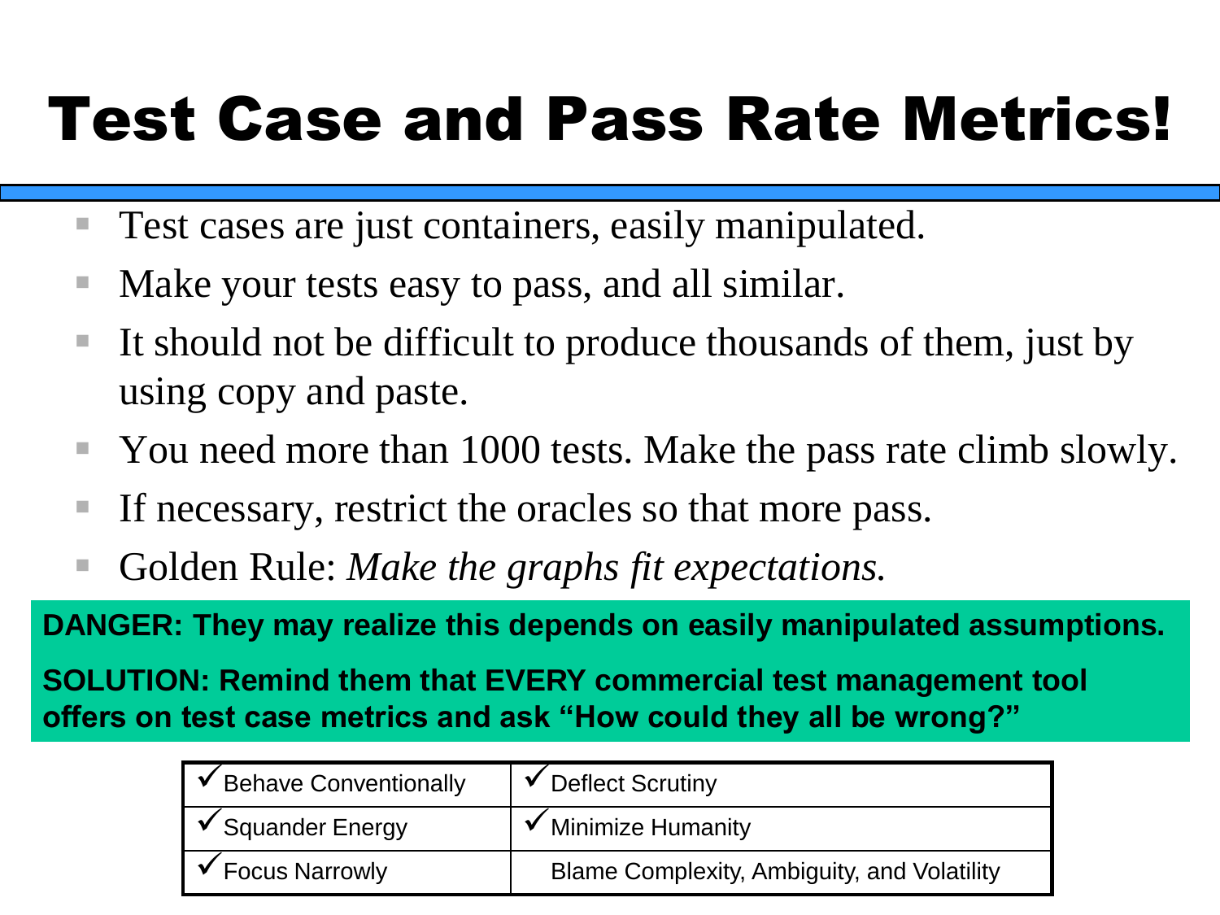# Test Case and Pass Rate Metrics!

- Test cases are just containers, easily manipulated.
- Make your tests easy to pass, and all similar.
- It should not be difficult to produce thousands of them, just by using copy and paste.
- You need more than 1000 tests. Make the pass rate climb slowly.
- If necessary, restrict the oracles so that more pass.
- Golden Rule: *Make the graphs fit expectations.*

**DANGER: They may realize this depends on easily manipulated assumptions.**

**SOLUTION: Remind them that EVERY commercial test management tool offers on test case metrics and ask "How could they all be wrong?"**

| | |
|---|---|
| ✓Behave Conventionally | ✓Deflect Scrutiny |
| ✓Squander Energy | ✓Minimize Humanity |
| ✓Focus Narrowly | Blame Complexity, Ambiguity, and Volatility |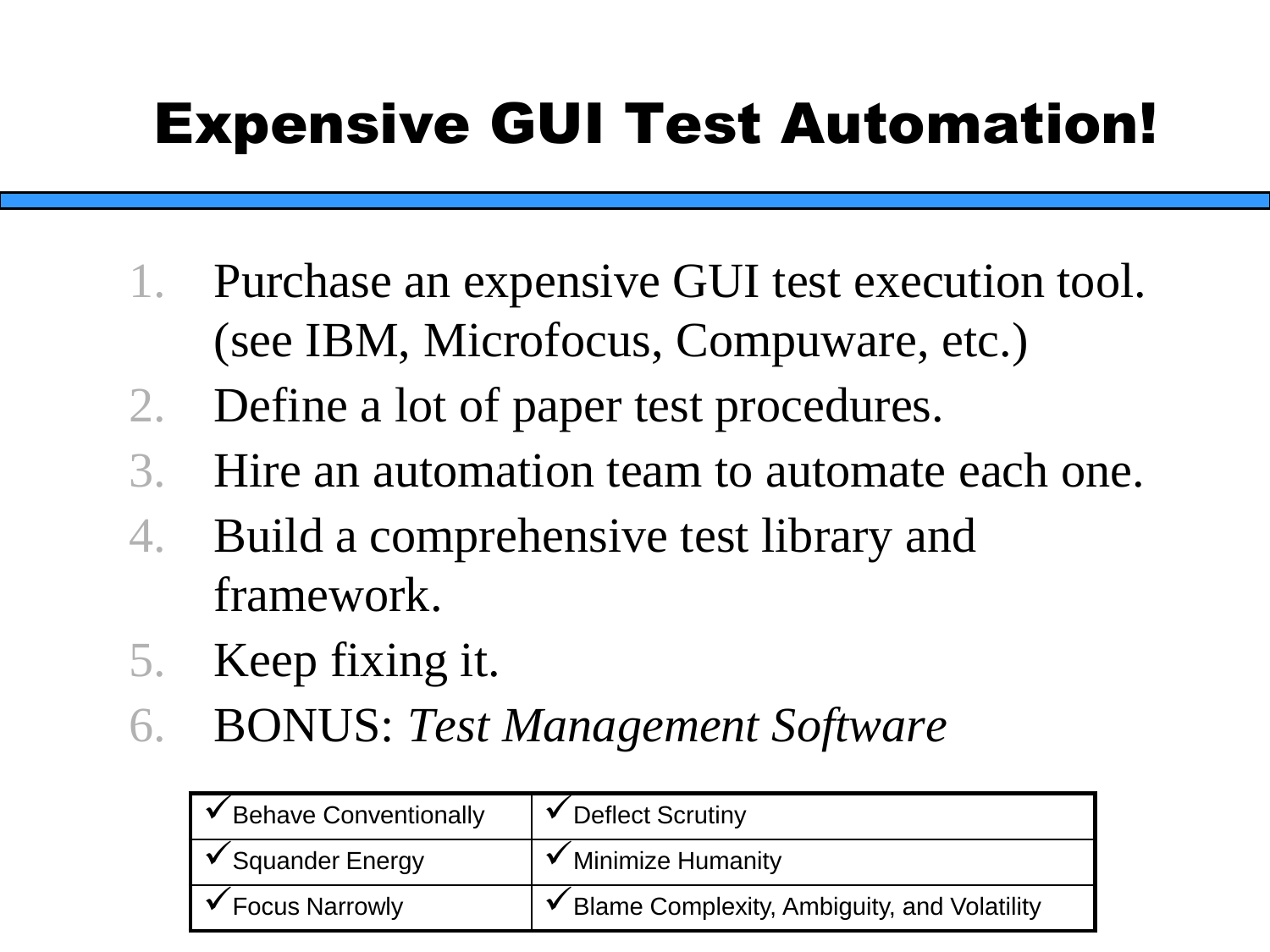# Expensive GUI Test Automation!

1. Purchase an expensive GUI test execution tool. (see IBM, Microfocus, Compuware, etc.)
2. Define a lot of paper test procedures.
3. Hire an automation team to automate each one.
4. Build a comprehensive test library and framework.
5. Keep fixing it.
6. BONUS: *Test Management Software*

| | |
|---|---|
| ✓Behave Conventionally | ✓Deflect Scrutiny |
| ✓Squander Energy | ✓Minimize Humanity |
| ✓Focus Narrowly | ✓Blame Complexity, Ambiguity, and Volatility |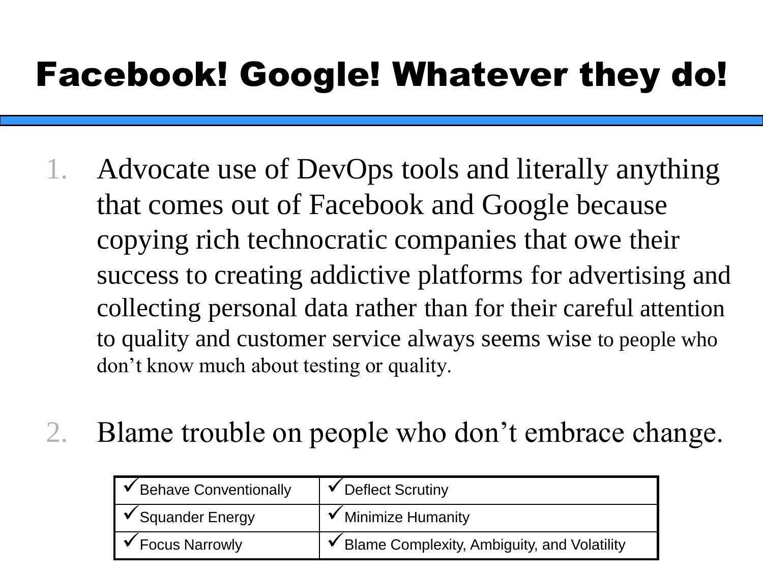# Facebook! Google! Whatever they do!

1. Advocate use of DevOps tools and literally anything that comes out of Facebook and Google because copying rich technocratic companies that owe their success to creating addictive platforms for advertising and collecting personal data rather than for their careful attention to quality and customer service always seems wise to people who don't know much about testing or quality.

2. Blame trouble on people who don't embrace change.

| | |
|---|---|
| ✓Behave Conventionally | ✓Deflect Scrutiny |
| ✓Squander Energy | ✓Minimize Humanity |
| ✓Focus Narrowly | ✓Blame Complexity, Ambiguity, and Volatility |